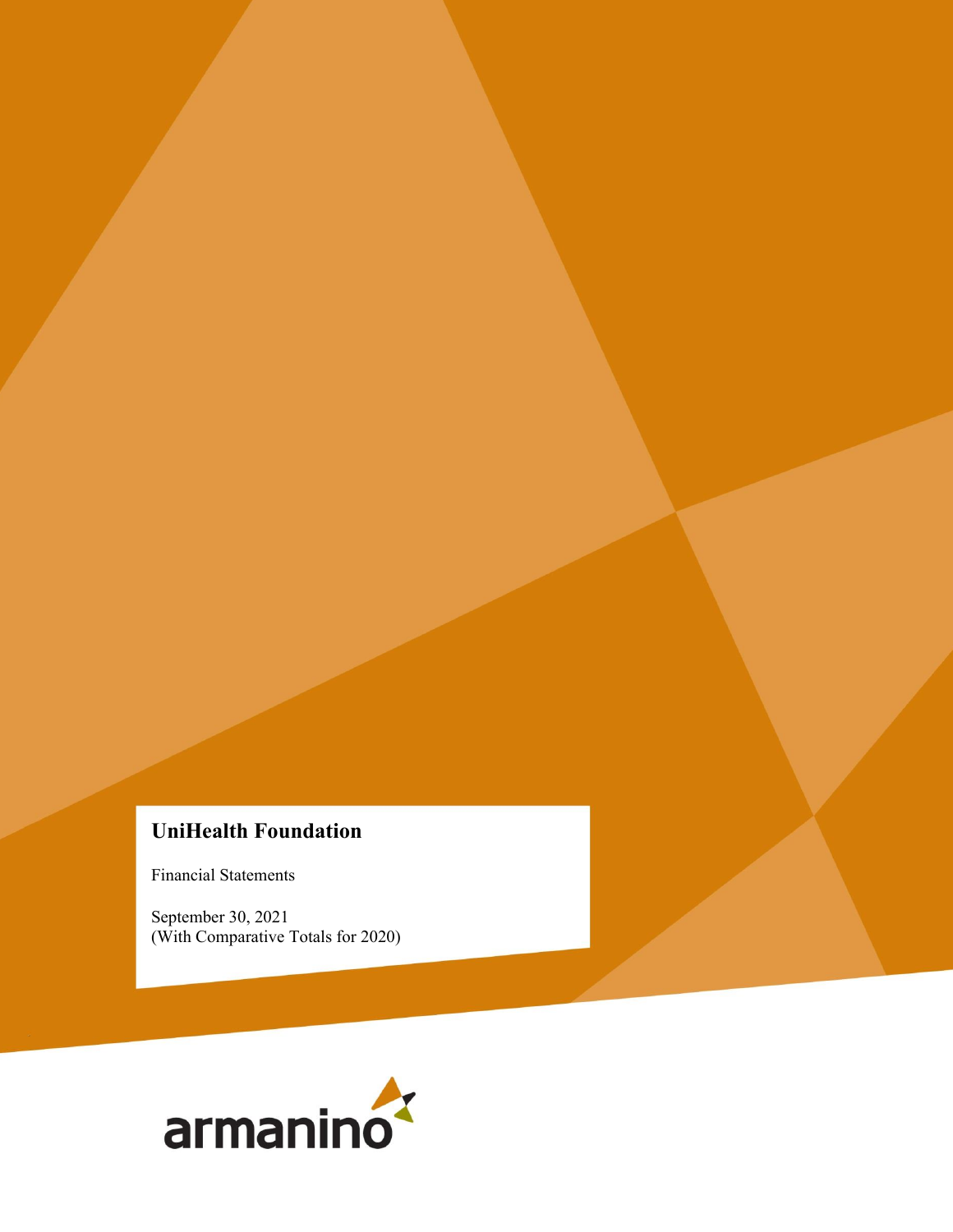# UniHealth Foundation

Financial Statements

September 30, 2021
(With Comparative Totals for 2020)

armanino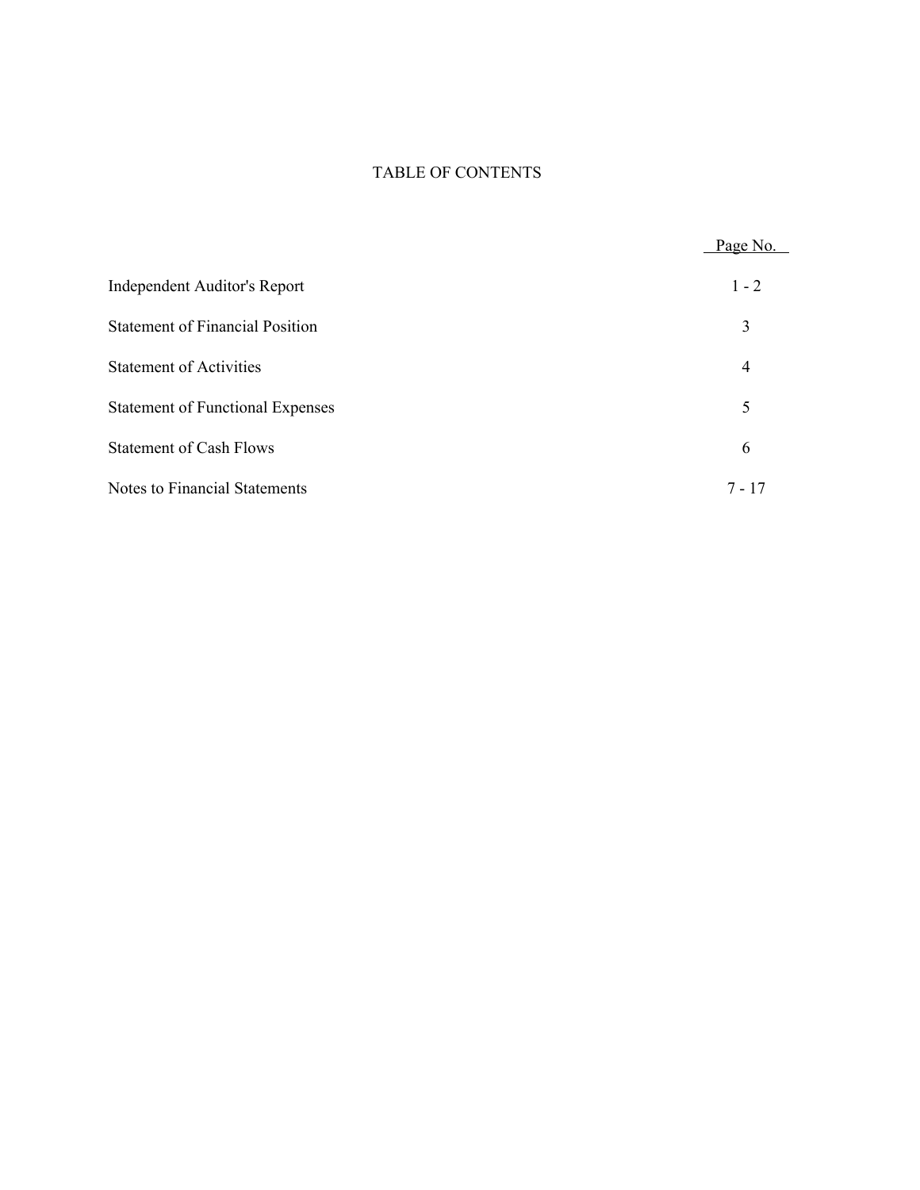# TABLE OF CONTENTS

| | Page No. |
|---|---|
| Independent Auditor's Report | 1 - 2 |
| Statement of Financial Position | 3 |
| Statement of Activities | 4 |
| Statement of Functional Expenses | 5 |
| Statement of Cash Flows | 6 |
| Notes to Financial Statements | 7 - 17 |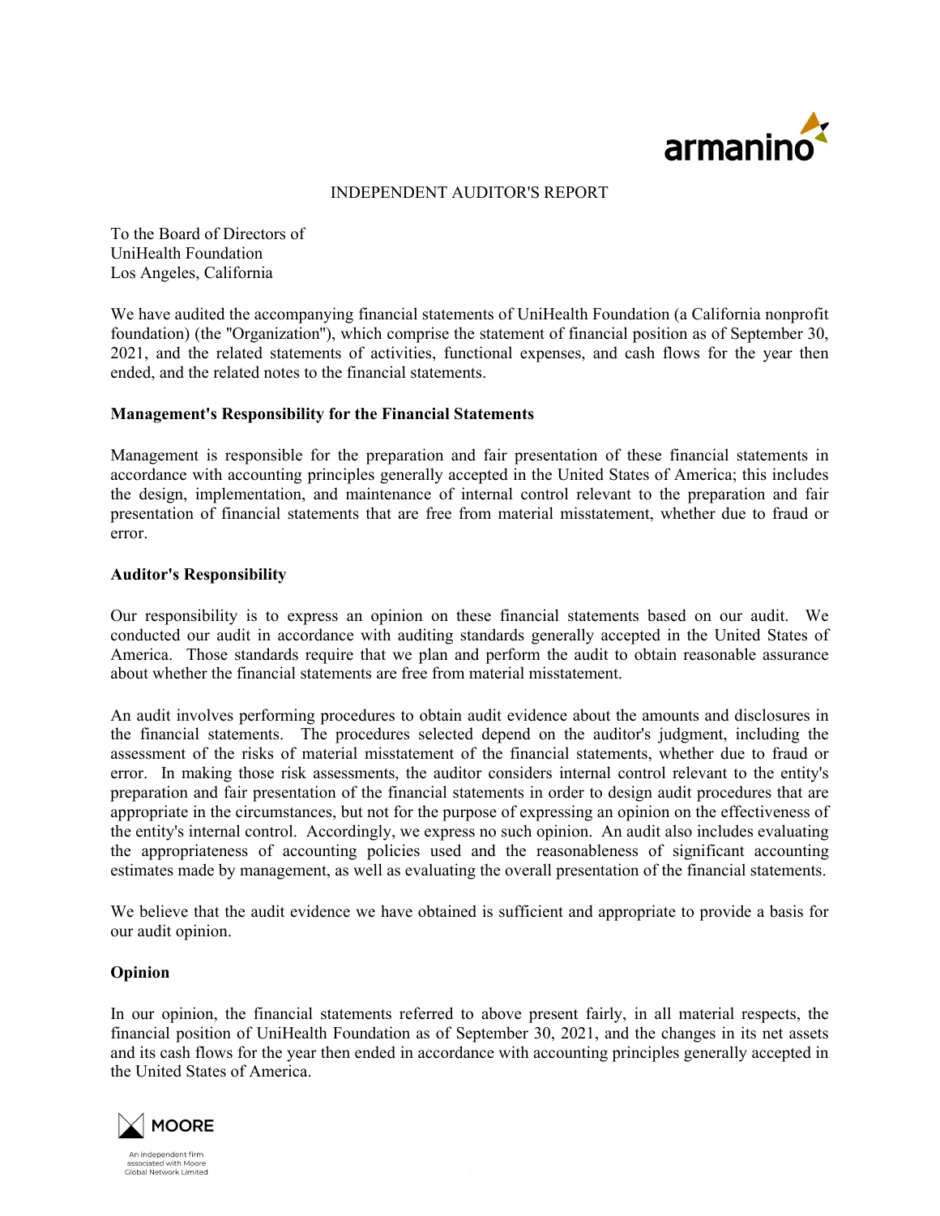armanino

INDEPENDENT AUDITOR'S REPORT

To the Board of Directors of
UniHealth Foundation
Los Angeles, California

We have audited the accompanying financial statements of UniHealth Foundation (a California nonprofit foundation) (the "Organization"), which comprise the statement of financial position as of September 30, 2021, and the related statements of activities, functional expenses, and cash flows for the year then ended, and the related notes to the financial statements.

**Management's Responsibility for the Financial Statements**

Management is responsible for the preparation and fair presentation of these financial statements in accordance with accounting principles generally accepted in the United States of America; this includes the design, implementation, and maintenance of internal control relevant to the preparation and fair presentation of financial statements that are free from material misstatement, whether due to fraud or error.

**Auditor's Responsibility**

Our responsibility is to express an opinion on these financial statements based on our audit. We conducted our audit in accordance with auditing standards generally accepted in the United States of America. Those standards require that we plan and perform the audit to obtain reasonable assurance about whether the financial statements are free from material misstatement.

An audit involves performing procedures to obtain audit evidence about the amounts and disclosures in the financial statements. The procedures selected depend on the auditor's judgment, including the assessment of the risks of material misstatement of the financial statements, whether due to fraud or error. In making those risk assessments, the auditor considers internal control relevant to the entity's preparation and fair presentation of the financial statements in order to design audit procedures that are appropriate in the circumstances, but not for the purpose of expressing an opinion on the effectiveness of the entity's internal control. Accordingly, we express no such opinion. An audit also includes evaluating the appropriateness of accounting policies used and the reasonableness of significant accounting estimates made by management, as well as evaluating the overall presentation of the financial statements.

We believe that the audit evidence we have obtained is sufficient and appropriate to provide a basis for our audit opinion.

**Opinion**

In our opinion, the financial statements referred to above present fairly, in all material respects, the financial position of UniHealth Foundation as of September 30, 2021, and the changes in its net assets and its cash flows for the year then ended in accordance with accounting principles generally accepted in the United States of America.

MOORE

An independent firm associated with Moore Global Network Limited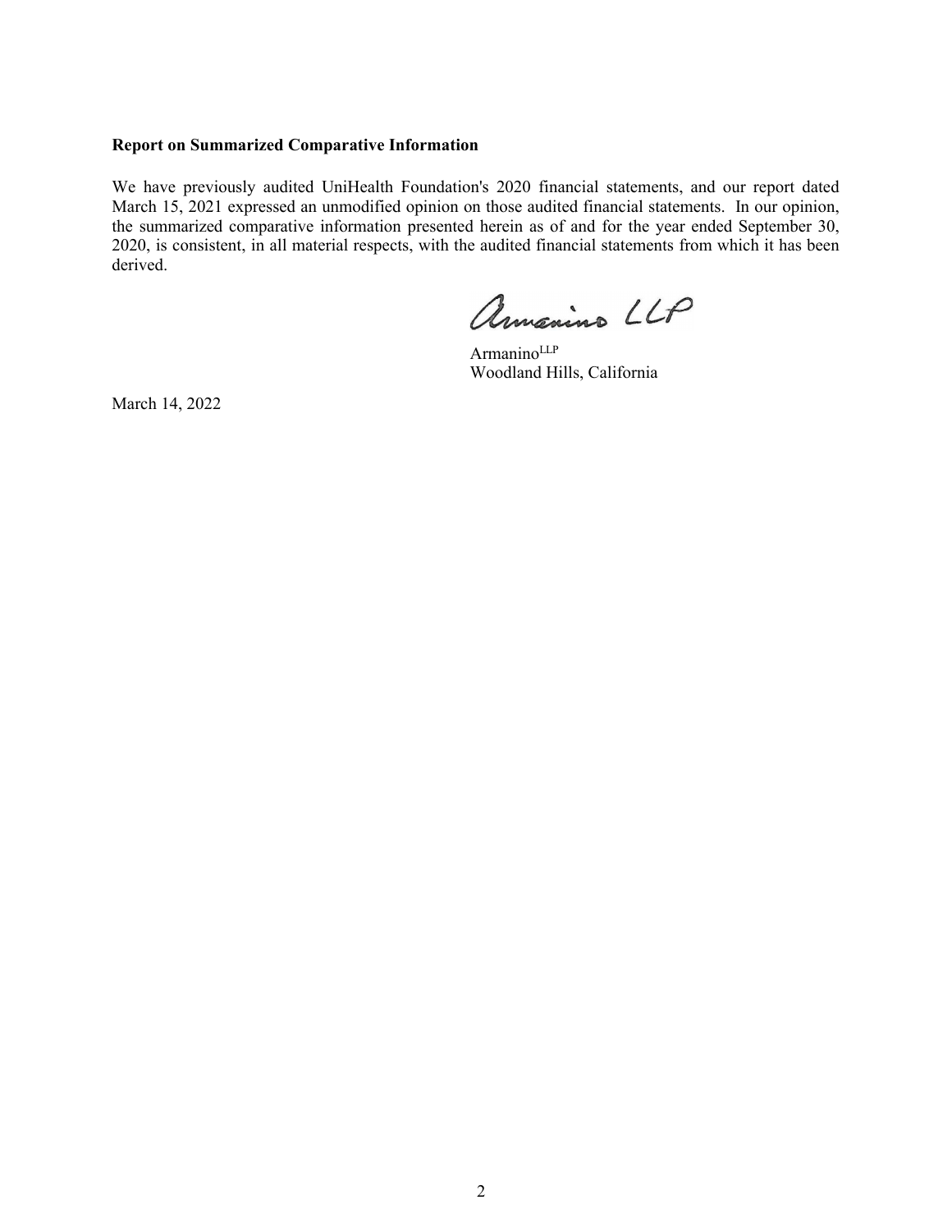**Report on Summarized Comparative Information**

We have previously audited UniHealth Foundation's 2020 financial statements, and our report dated March 15, 2021 expressed an unmodified opinion on those audited financial statements. In our opinion, the summarized comparative information presented herein as of and for the year ended September 30, 2020, is consistent, in all material respects, with the audited financial statements from which it has been derived.

Armanino LLP

Armanino[LLP]
Woodland Hills, California

March 14, 2022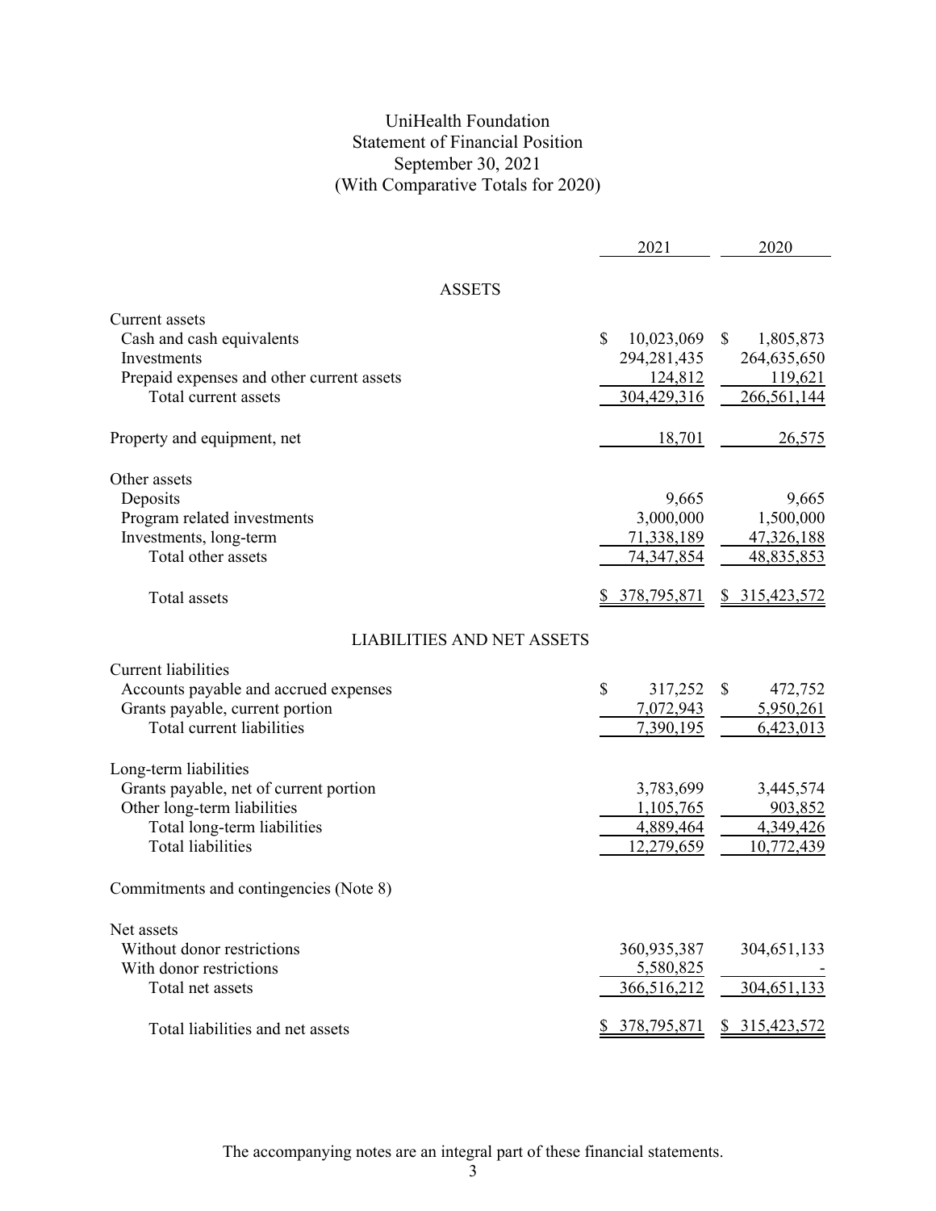# UniHealth Foundation
## Statement of Financial Position
### September 30, 2021
### (With Comparative Totals for 2020)

| | 2021 | 2020 |
|---|---|---|
| **ASSETS** | | |
| Current assets | | |
| Cash and cash equivalents | $ 10,023,069 | $ 1,805,873 |
| Investments | 294,281,435 | 264,635,650 |
| Prepaid expenses and other current assets | 124,812 | 119,621 |
| Total current assets | 304,429,316 | 266,561,144 |
| Property and equipment, net | 18,701 | 26,575 |
| Other assets | | |
| Deposits | 9,665 | 9,665 |
| Program related investments | 3,000,000 | 1,500,000 |
| Investments, long-term | 71,338,189 | 47,326,188 |
| Total other assets | 74,347,854 | 48,835,853 |
| Total assets | $ 378,795,871 | $ 315,423,572 |
| **LIABILITIES AND NET ASSETS** | | |
| Current liabilities | | |
| Accounts payable and accrued expenses | $ 317,252 | $ 472,752 |
| Grants payable, current portion | 7,072,943 | 5,950,261 |
| Total current liabilities | 7,390,195 | 6,423,013 |
| Long-term liabilities | | |
| Grants payable, net of current portion | 3,783,699 | 3,445,574 |
| Other long-term liabilities | 1,105,765 | 903,852 |
| Total long-term liabilities | 4,889,464 | 4,349,426 |
| Total liabilities | 12,279,659 | 10,772,439 |
| Commitments and contingencies (Note 8) | | |
| Net assets | | |
| Without donor restrictions | 360,935,387 | 304,651,133 |
| With donor restrictions | 5,580,825 | - |
| Total net assets | 366,516,212 | 304,651,133 |
| Total liabilities and net assets | $ 378,795,871 | $ 315,423,572 |

The accompanying notes are an integral part of these financial statements.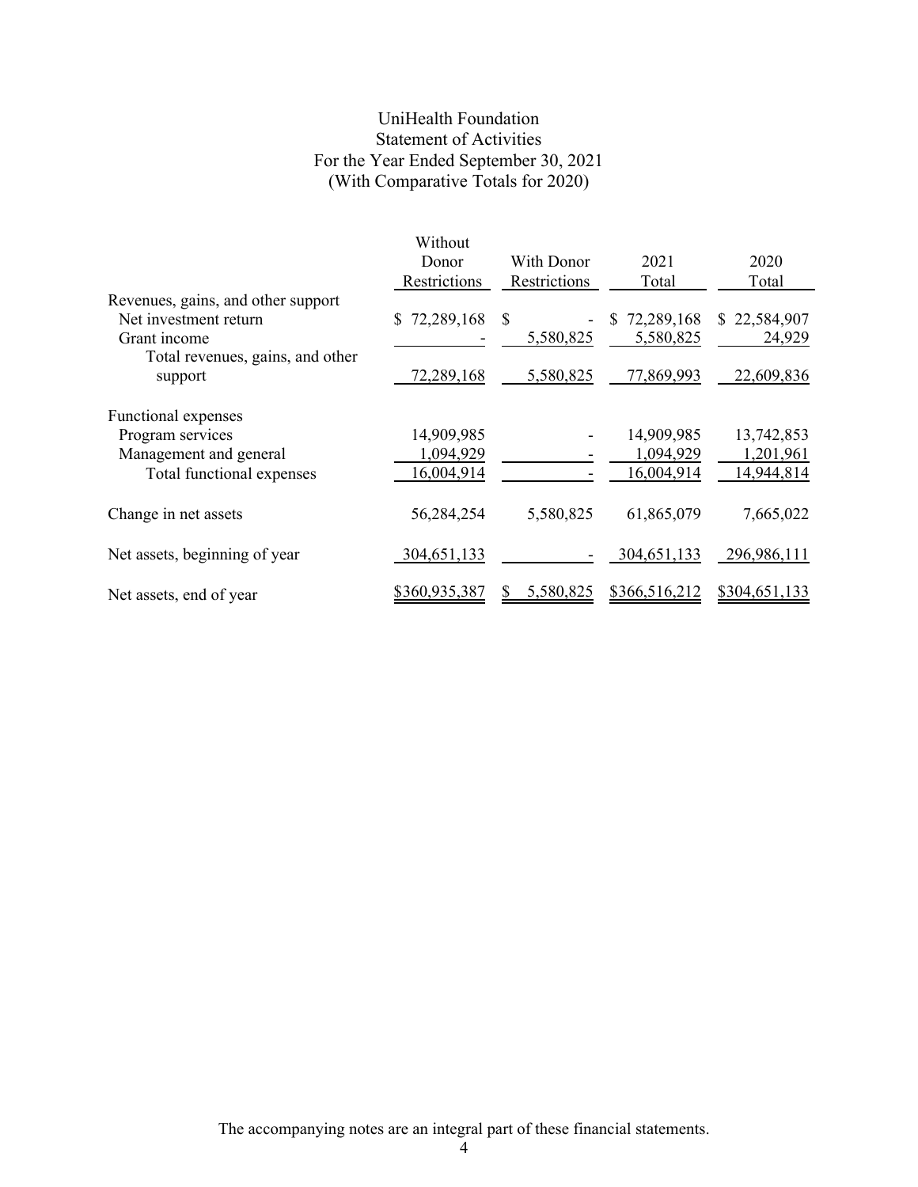# UniHealth Foundation
## Statement of Activities
### For the Year Ended September 30, 2021
### (With Comparative Totals for 2020)

| | Without Donor Restrictions | With Donor Restrictions | 2021 Total | 2020 Total |
|---|---|---|---|---|
| Revenues, gains, and other support | | | | |
| Net investment return | $ 72,289,168 | $ - | $ 72,289,168 | $ 22,584,907 |
| Grant income | - | 5,580,825 | 5,580,825 | 24,929 |
| Total revenues, gains, and other support | 72,289,168 | 5,580,825 | 77,869,993 | 22,609,836 |
| Functional expenses | | | | |
| Program services | 14,909,985 | - | 14,909,985 | 13,742,853 |
| Management and general | 1,094,929 | - | 1,094,929 | 1,201,961 |
| Total functional expenses | 16,004,914 | - | 16,004,914 | 14,944,814 |
| Change in net assets | 56,284,254 | 5,580,825 | 61,865,079 | 7,665,022 |
| Net assets, beginning of year | 304,651,133 | - | 304,651,133 | 296,986,111 |
| Net assets, end of year | $360,935,387 | $ 5,580,825 | $366,516,212 | $304,651,133 |

The accompanying notes are an integral part of these financial statements.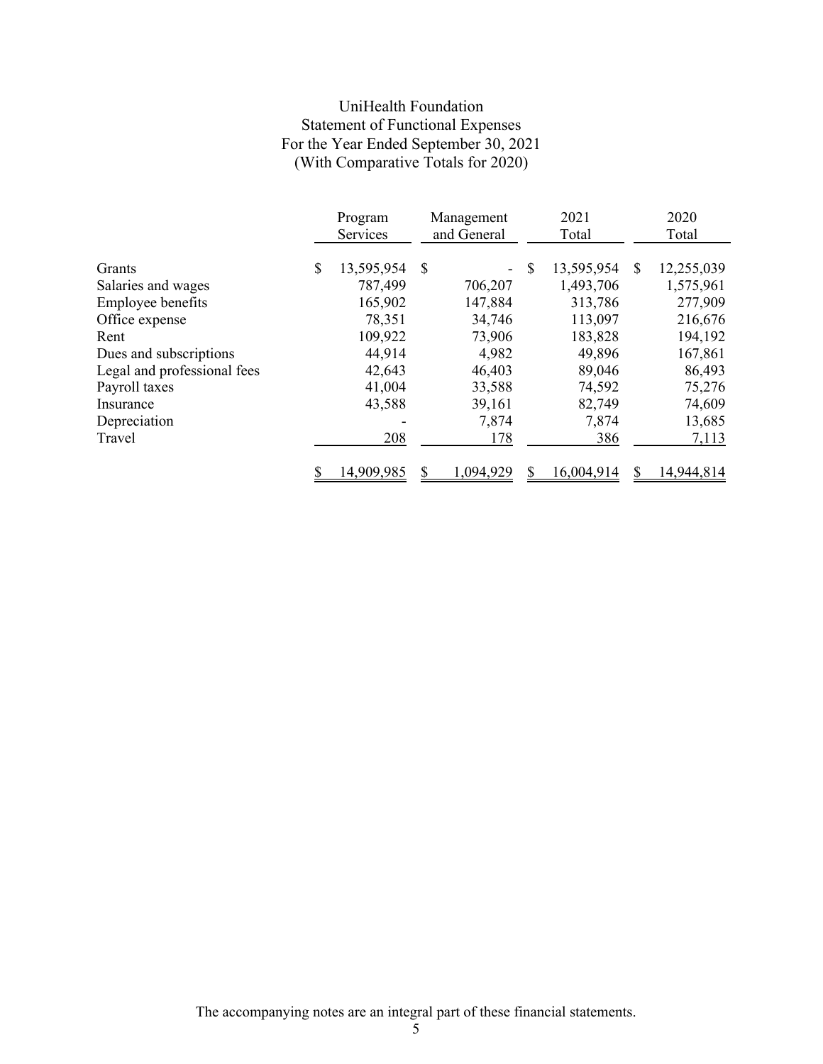# UniHealth Foundation
## Statement of Functional Expenses
### For the Year Ended September 30, 2021
### (With Comparative Totals for 2020)

| | Program Services | Management and General | 2021 Total | 2020 Total |
|---|---|---|---|---|
| Grants | $ 13,595,954 | $ - | $ 13,595,954 | $ 12,255,039 |
| Salaries and wages | 787,499 | 706,207 | 1,493,706 | 1,575,961 |
| Employee benefits | 165,902 | 147,884 | 313,786 | 277,909 |
| Office expense | 78,351 | 34,746 | 113,097 | 216,676 |
| Rent | 109,922 | 73,906 | 183,828 | 194,192 |
| Dues and subscriptions | 44,914 | 4,982 | 49,896 | 167,861 |
| Legal and professional fees | 42,643 | 46,403 | 89,046 | 86,493 |
| Payroll taxes | 41,004 | 33,588 | 74,592 | 75,276 |
| Insurance | 43,588 | 39,161 | 82,749 | 74,609 |
| Depreciation | - | 7,874 | 7,874 | 13,685 |
| Travel | 208 | 178 | 386 | 7,113 |
| | $ 14,909,985 | $ 1,094,929 | $ 16,004,914 | $ 14,944,814 |

The accompanying notes are an integral part of these financial statements.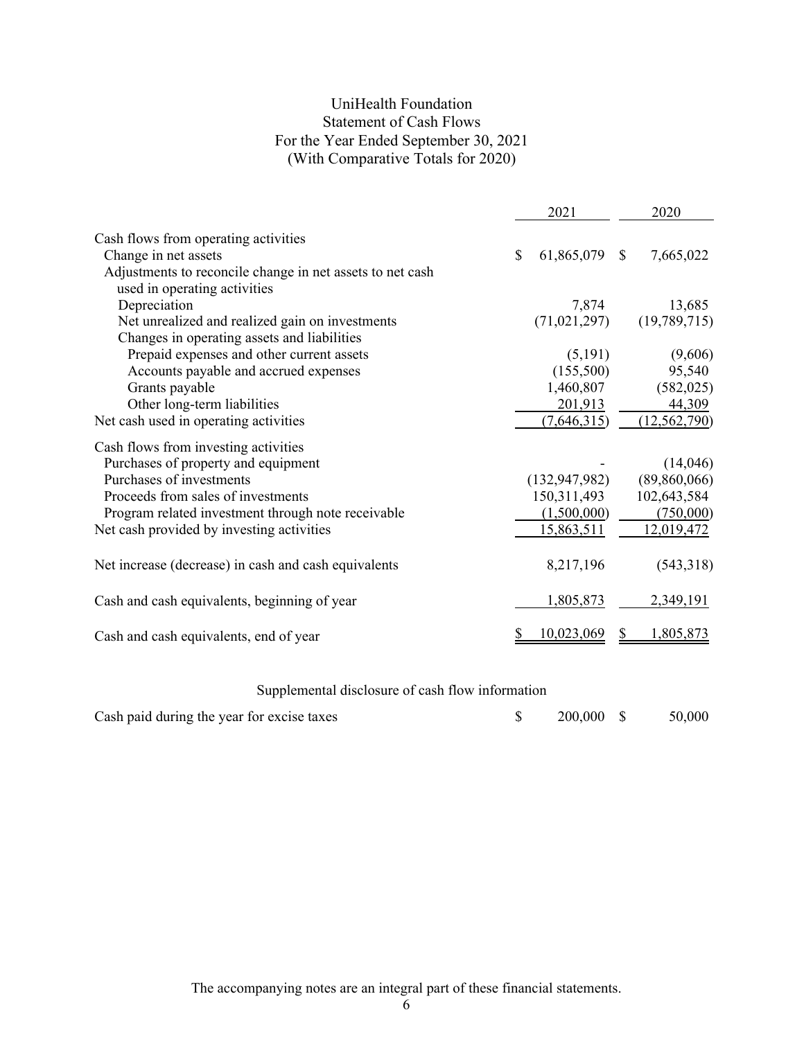# UniHealth Foundation
## Statement of Cash Flows
### For the Year Ended September 30, 2021
### (With Comparative Totals for 2020)

| | 2021 | 2020 |
|---|---|---|
| **Cash flows from operating activities** | | |
| Change in net assets | $ 61,865,079 | $ 7,665,022 |
| Adjustments to reconcile change in net assets to net cash used in operating activities | | |
| Depreciation | 7,874 | 13,685 |
| Net unrealized and realized gain on investments | (71,021,297) | (19,789,715) |
| Changes in operating assets and liabilities | | |
| Prepaid expenses and other current assets | (5,191) | (9,606) |
| Accounts payable and accrued expenses | (155,500) | 95,540 |
| Grants payable | 1,460,807 | (582,025) |
| Other long-term liabilities | 201,913 | 44,309 |
| Net cash used in operating activities | (7,646,315) | (12,562,790) |
| **Cash flows from investing activities** | | |
| Purchases of property and equipment | - | (14,046) |
| Purchases of investments | (132,947,982) | (89,860,066) |
| Proceeds from sales of investments | 150,311,493 | 102,643,584 |
| Program related investment through note receivable | (1,500,000) | (750,000) |
| Net cash provided by investing activities | 15,863,511 | 12,019,472 |
| Net increase (decrease) in cash and cash equivalents | 8,217,196 | (543,318) |
| Cash and cash equivalents, beginning of year | 1,805,873 | 2,349,191 |
| Cash and cash equivalents, end of year | $ 10,023,069 | $ 1,805,873 |

Supplemental disclosure of cash flow information

| | 2021 | 2020 |
|---|---|---|
| Cash paid during the year for excise taxes | $ 200,000 | $ 50,000 |

The accompanying notes are an integral part of these financial statements.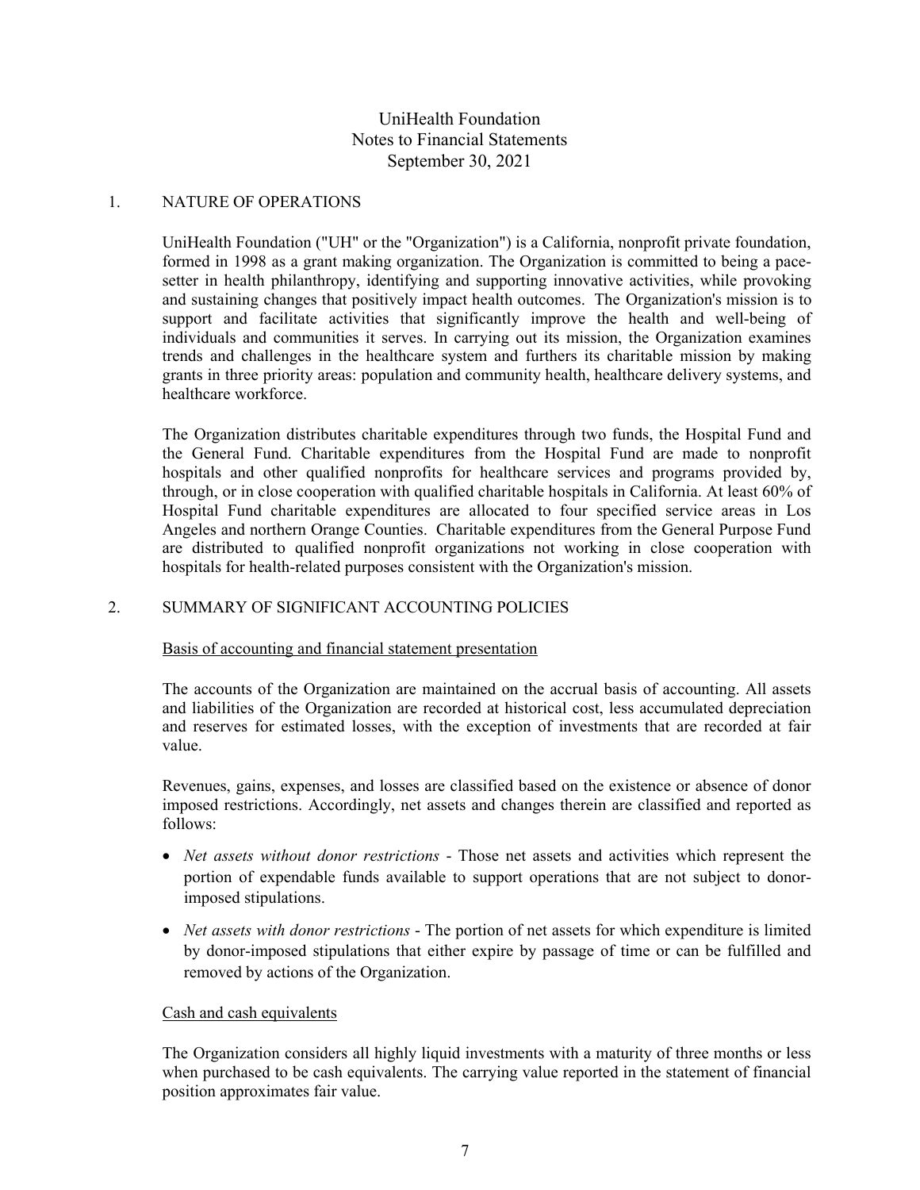# UniHealth Foundation
## Notes to Financial Statements
## September 30, 2021

## 1. NATURE OF OPERATIONS

UniHealth Foundation ("UH" or the "Organization") is a California, nonprofit private foundation, formed in 1998 as a grant making organization. The Organization is committed to being a pace-setter in health philanthropy, identifying and supporting innovative activities, while provoking and sustaining changes that positively impact health outcomes. The Organization's mission is to support and facilitate activities that significantly improve the health and well-being of individuals and communities it serves. In carrying out its mission, the Organization examines trends and challenges in the healthcare system and furthers its charitable mission by making grants in three priority areas: population and community health, healthcare delivery systems, and healthcare workforce.

The Organization distributes charitable expenditures through two funds, the Hospital Fund and the General Fund. Charitable expenditures from the Hospital Fund are made to nonprofit hospitals and other qualified nonprofits for healthcare services and programs provided by, through, or in close cooperation with qualified charitable hospitals in California. At least 60% of Hospital Fund charitable expenditures are allocated to four specified service areas in Los Angeles and northern Orange Counties. Charitable expenditures from the General Purpose Fund are distributed to qualified nonprofit organizations not working in close cooperation with hospitals for health-related purposes consistent with the Organization's mission.

## 2. SUMMARY OF SIGNIFICANT ACCOUNTING POLICIES

### Basis of accounting and financial statement presentation

The accounts of the Organization are maintained on the accrual basis of accounting. All assets and liabilities of the Organization are recorded at historical cost, less accumulated depreciation and reserves for estimated losses, with the exception of investments that are recorded at fair value.

Revenues, gains, expenses, and losses are classified based on the existence or absence of donor imposed restrictions. Accordingly, net assets and changes therein are classified and reported as follows:

- *Net assets without donor restrictions* - Those net assets and activities which represent the portion of expendable funds available to support operations that are not subject to donor-imposed stipulations.
- *Net assets with donor restrictions* - The portion of net assets for which expenditure is limited by donor-imposed stipulations that either expire by passage of time or can be fulfilled and removed by actions of the Organization.

### Cash and cash equivalents

The Organization considers all highly liquid investments with a maturity of three months or less when purchased to be cash equivalents. The carrying value reported in the statement of financial position approximates fair value.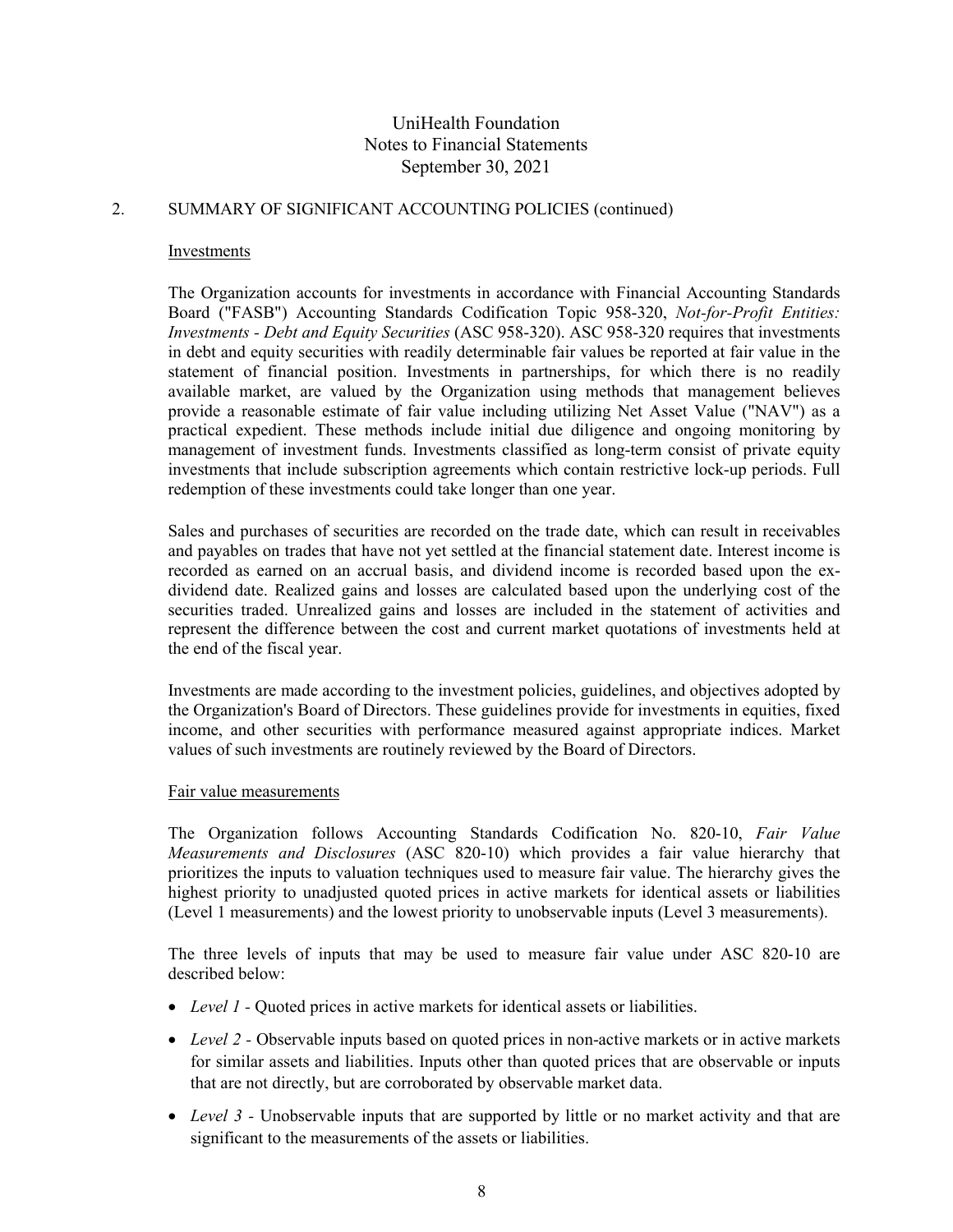## 2. SUMMARY OF SIGNIFICANT ACCOUNTING POLICIES (continued)

### Investments

The Organization accounts for investments in accordance with Financial Accounting Standards Board ("FASB") Accounting Standards Codification Topic 958-320, *Not-for-Profit Entities: Investments - Debt and Equity Securities* (ASC 958-320). ASC 958-320 requires that investments in debt and equity securities with readily determinable fair values be reported at fair value in the statement of financial position. Investments in partnerships, for which there is no readily available market, are valued by the Organization using methods that management believes provide a reasonable estimate of fair value including utilizing Net Asset Value ("NAV") as a practical expedient. These methods include initial due diligence and ongoing monitoring by management of investment funds. Investments classified as long-term consist of private equity investments that include subscription agreements which contain restrictive lock-up periods. Full redemption of these investments could take longer than one year.

Sales and purchases of securities are recorded on the trade date, which can result in receivables and payables on trades that have not yet settled at the financial statement date. Interest income is recorded as earned on an accrual basis, and dividend income is recorded based upon the ex-dividend date. Realized gains and losses are calculated based upon the underlying cost of the securities traded. Unrealized gains and losses are included in the statement of activities and represent the difference between the cost and current market quotations of investments held at the end of the fiscal year.

Investments are made according to the investment policies, guidelines, and objectives adopted by the Organization's Board of Directors. These guidelines provide for investments in equities, fixed income, and other securities with performance measured against appropriate indices. Market values of such investments are routinely reviewed by the Board of Directors.

### Fair value measurements

The Organization follows Accounting Standards Codification No. 820-10, *Fair Value Measurements and Disclosures* (ASC 820-10) which provides a fair value hierarchy that prioritizes the inputs to valuation techniques used to measure fair value. The hierarchy gives the highest priority to unadjusted quoted prices in active markets for identical assets or liabilities (Level 1 measurements) and the lowest priority to unobservable inputs (Level 3 measurements).

The three levels of inputs that may be used to measure fair value under ASC 820-10 are described below:

- *Level 1* - Quoted prices in active markets for identical assets or liabilities.
- *Level 2* - Observable inputs based on quoted prices in non-active markets or in active markets for similar assets and liabilities. Inputs other than quoted prices that are observable or inputs that are not directly, but are corroborated by observable market data.
- *Level 3* - Unobservable inputs that are supported by little or no market activity and that are significant to the measurements of the assets or liabilities.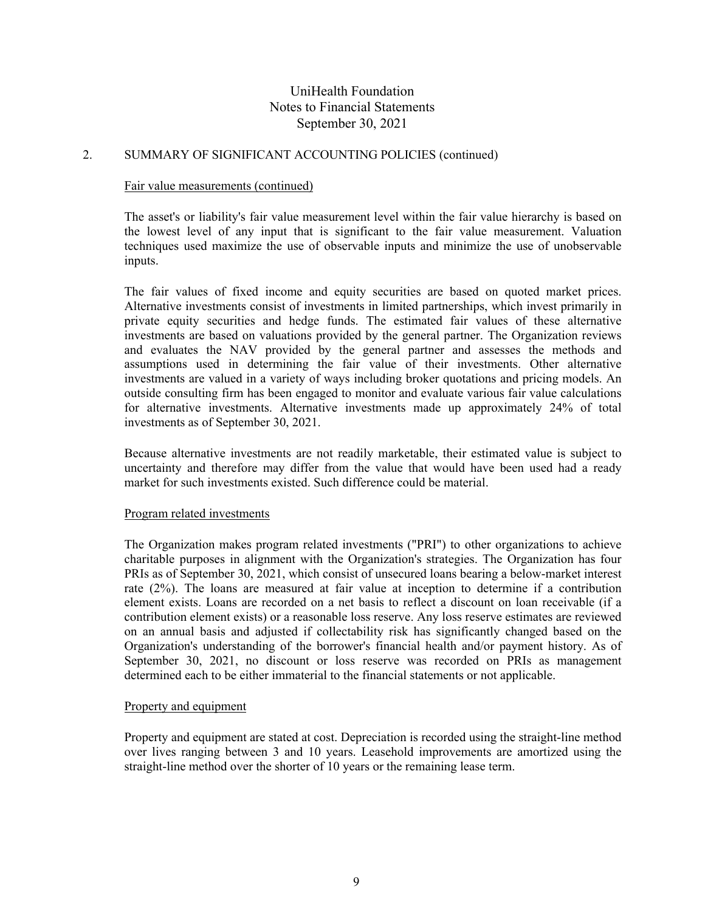UniHealth Foundation
Notes to Financial Statements
September 30, 2021

## 2. SUMMARY OF SIGNIFICANT ACCOUNTING POLICIES (continued)

### Fair value measurements (continued)

The asset's or liability's fair value measurement level within the fair value hierarchy is based on the lowest level of any input that is significant to the fair value measurement. Valuation techniques used maximize the use of observable inputs and minimize the use of unobservable inputs.

The fair values of fixed income and equity securities are based on quoted market prices. Alternative investments consist of investments in limited partnerships, which invest primarily in private equity securities and hedge funds. The estimated fair values of these alternative investments are based on valuations provided by the general partner. The Organization reviews and evaluates the NAV provided by the general partner and assesses the methods and assumptions used in determining the fair value of their investments. Other alternative investments are valued in a variety of ways including broker quotations and pricing models. An outside consulting firm has been engaged to monitor and evaluate various fair value calculations for alternative investments. Alternative investments made up approximately 24% of total investments as of September 30, 2021.

Because alternative investments are not readily marketable, their estimated value is subject to uncertainty and therefore may differ from the value that would have been used had a ready market for such investments existed. Such difference could be material.

### Program related investments

The Organization makes program related investments ("PRI") to other organizations to achieve charitable purposes in alignment with the Organization's strategies. The Organization has four PRIs as of September 30, 2021, which consist of unsecured loans bearing a below-market interest rate (2%). The loans are measured at fair value at inception to determine if a contribution element exists. Loans are recorded on a net basis to reflect a discount on loan receivable (if a contribution element exists) or a reasonable loss reserve. Any loss reserve estimates are reviewed on an annual basis and adjusted if collectability risk has significantly changed based on the Organization's understanding of the borrower's financial health and/or payment history. As of September 30, 2021, no discount or loss reserve was recorded on PRIs as management determined each to be either immaterial to the financial statements or not applicable.

### Property and equipment

Property and equipment are stated at cost. Depreciation is recorded using the straight-line method over lives ranging between 3 and 10 years. Leasehold improvements are amortized using the straight-line method over the shorter of 10 years or the remaining lease term.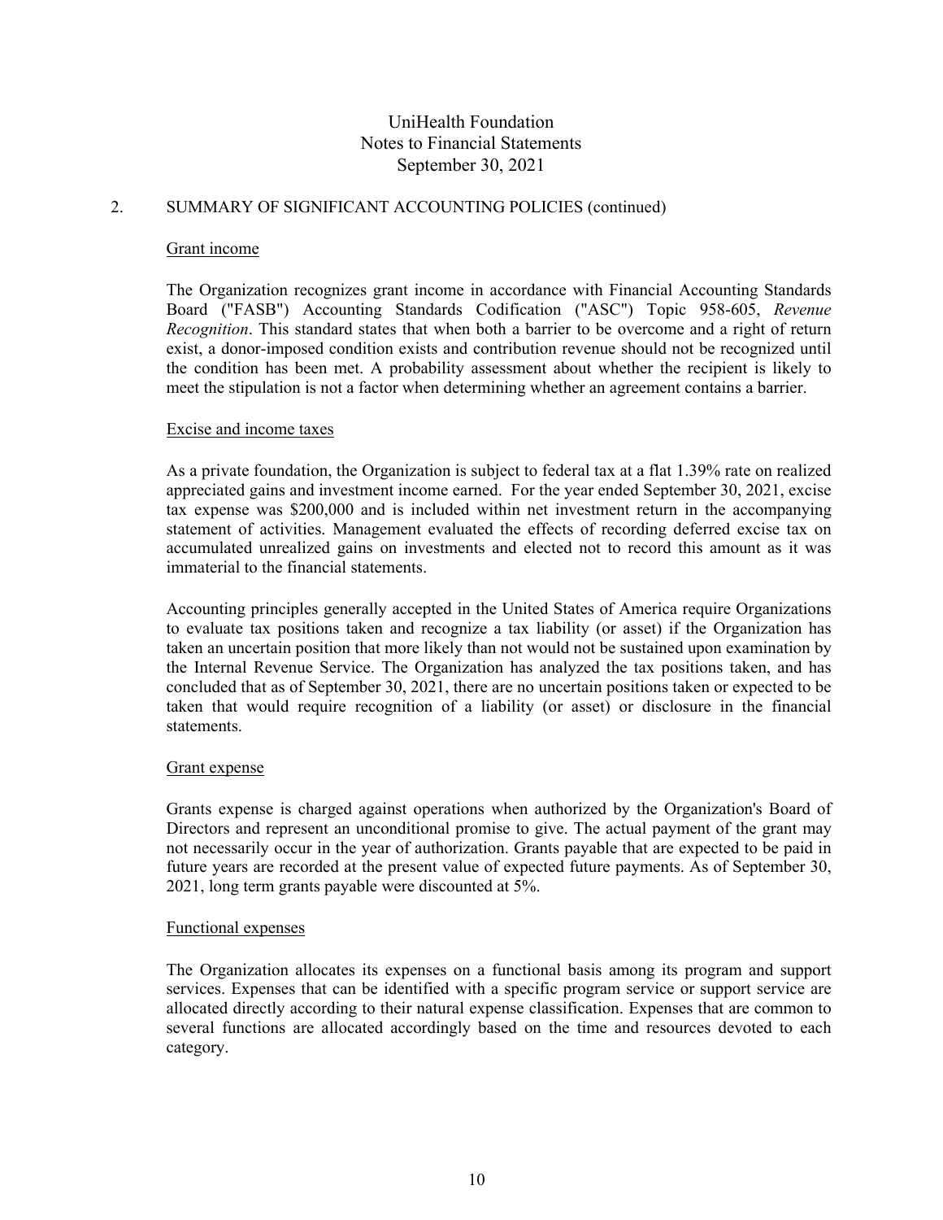## 2. SUMMARY OF SIGNIFICANT ACCOUNTING POLICIES (continued)

### Grant income

The Organization recognizes grant income in accordance with Financial Accounting Standards Board ("FASB") Accounting Standards Codification ("ASC") Topic 958-605, *Revenue Recognition*. This standard states that when both a barrier to be overcome and a right of return exist, a donor-imposed condition exists and contribution revenue should not be recognized until the condition has been met. A probability assessment about whether the recipient is likely to meet the stipulation is not a factor when determining whether an agreement contains a barrier.

### Excise and income taxes

As a private foundation, the Organization is subject to federal tax at a flat 1.39% rate on realized appreciated gains and investment income earned. For the year ended September 30, 2021, excise tax expense was $200,000 and is included within net investment return in the accompanying statement of activities. Management evaluated the effects of recording deferred excise tax on accumulated unrealized gains on investments and elected not to record this amount as it was immaterial to the financial statements.

Accounting principles generally accepted in the United States of America require Organizations to evaluate tax positions taken and recognize a tax liability (or asset) if the Organization has taken an uncertain position that more likely than not would not be sustained upon examination by the Internal Revenue Service. The Organization has analyzed the tax positions taken, and has concluded that as of September 30, 2021, there are no uncertain positions taken or expected to be taken that would require recognition of a liability (or asset) or disclosure in the financial statements.

### Grant expense

Grants expense is charged against operations when authorized by the Organization's Board of Directors and represent an unconditional promise to give. The actual payment of the grant may not necessarily occur in the year of authorization. Grants payable that are expected to be paid in future years are recorded at the present value of expected future payments. As of September 30, 2021, long term grants payable were discounted at 5%.

### Functional expenses

The Organization allocates its expenses on a functional basis among its program and support services. Expenses that can be identified with a specific program service or support service are allocated directly according to their natural expense classification. Expenses that are common to several functions are allocated accordingly based on the time and resources devoted to each category.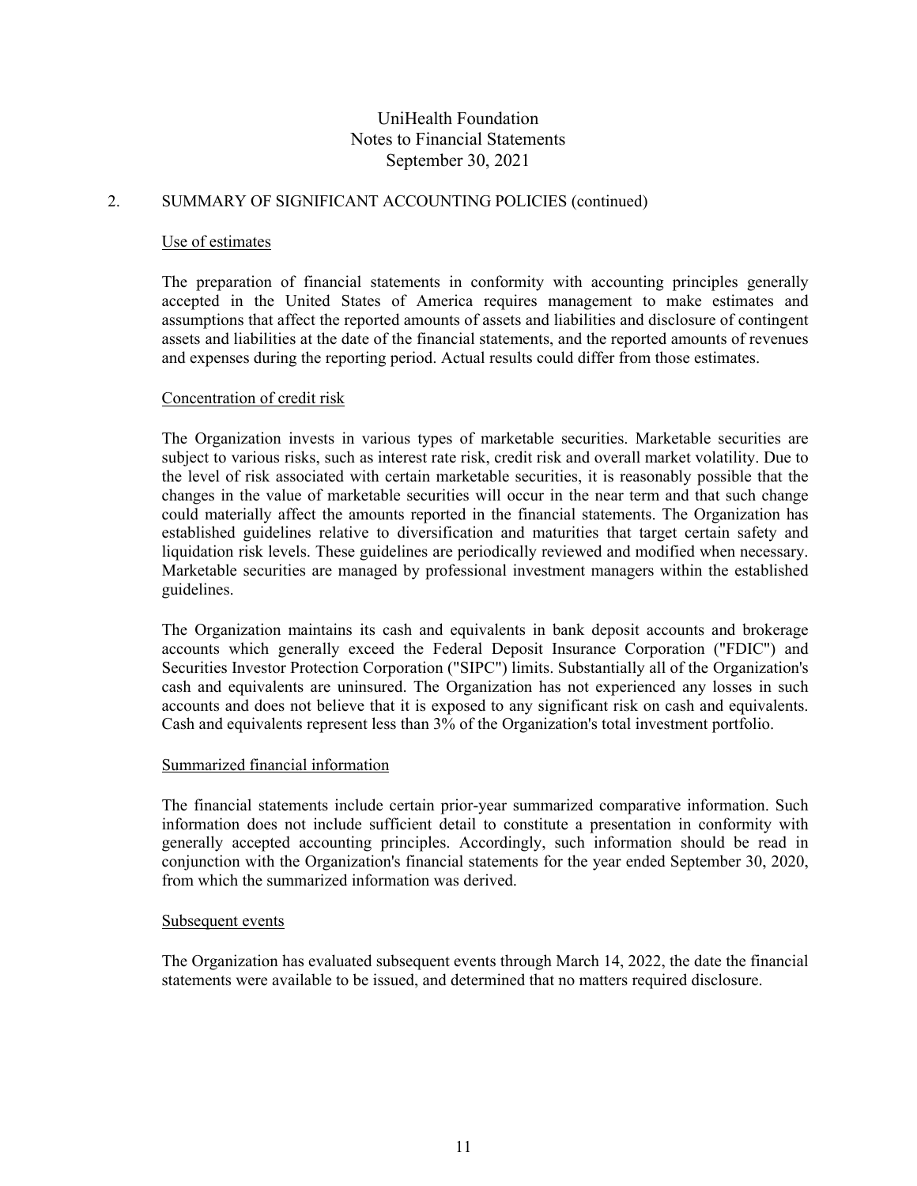# UniHealth Foundation
## Notes to Financial Statements
## September 30, 2021

## 2. SUMMARY OF SIGNIFICANT ACCOUNTING POLICIES (continued)

### Use of estimates

The preparation of financial statements in conformity with accounting principles generally accepted in the United States of America requires management to make estimates and assumptions that affect the reported amounts of assets and liabilities and disclosure of contingent assets and liabilities at the date of the financial statements, and the reported amounts of revenues and expenses during the reporting period. Actual results could differ from those estimates.

### Concentration of credit risk

The Organization invests in various types of marketable securities. Marketable securities are subject to various risks, such as interest rate risk, credit risk and overall market volatility. Due to the level of risk associated with certain marketable securities, it is reasonably possible that the changes in the value of marketable securities will occur in the near term and that such change could materially affect the amounts reported in the financial statements. The Organization has established guidelines relative to diversification and maturities that target certain safety and liquidation risk levels. These guidelines are periodically reviewed and modified when necessary. Marketable securities are managed by professional investment managers within the established guidelines.

The Organization maintains its cash and equivalents in bank deposit accounts and brokerage accounts which generally exceed the Federal Deposit Insurance Corporation ("FDIC") and Securities Investor Protection Corporation ("SIPC") limits. Substantially all of the Organization's cash and equivalents are uninsured. The Organization has not experienced any losses in such accounts and does not believe that it is exposed to any significant risk on cash and equivalents. Cash and equivalents represent less than 3% of the Organization's total investment portfolio.

### Summarized financial information

The financial statements include certain prior-year summarized comparative information. Such information does not include sufficient detail to constitute a presentation in conformity with generally accepted accounting principles. Accordingly, such information should be read in conjunction with the Organization's financial statements for the year ended September 30, 2020, from which the summarized information was derived.

### Subsequent events

The Organization has evaluated subsequent events through March 14, 2022, the date the financial statements were available to be issued, and determined that no matters required disclosure.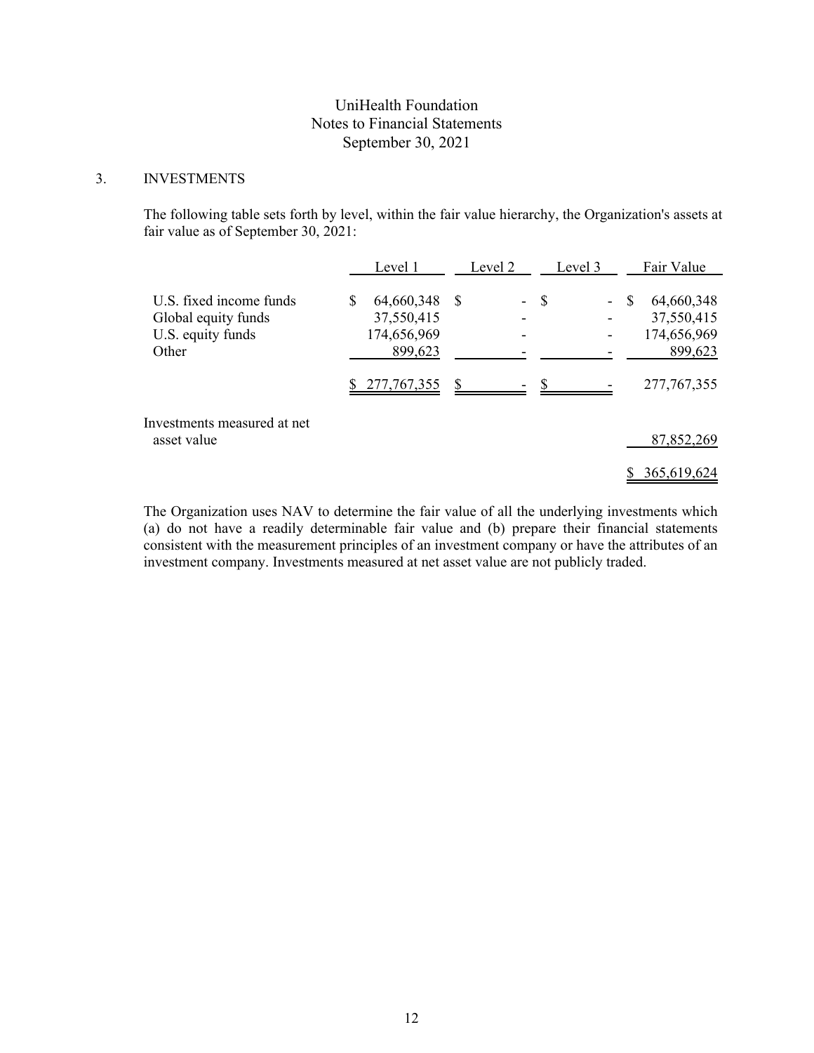UniHealth Foundation
Notes to Financial Statements
September 30, 2021

## 3. INVESTMENTS

The following table sets forth by level, within the fair value hierarchy, the Organization's assets at fair value as of September 30, 2021:

| | Level 1 | Level 2 | Level 3 | Fair Value |
|---|---|---|---|---|
| U.S. fixed income funds | $ 64,660,348 | $ - | $ - | $ 64,660,348 |
| Global equity funds | 37,550,415 | - | - | 37,550,415 |
| U.S. equity funds | 174,656,969 | - | - | 174,656,969 |
| Other | 899,623 | - | - | 899,623 |
| | $ 277,767,355 | $ - | $ - | 277,767,355 |
| Investments measured at net asset value | | | | 87,852,269 |
| | | | | $ 365,619,624 |

The Organization uses NAV to determine the fair value of all the underlying investments which (a) do not have a readily determinable fair value and (b) prepare their financial statements consistent with the measurement principles of an investment company or have the attributes of an investment company. Investments measured at net asset value are not publicly traded.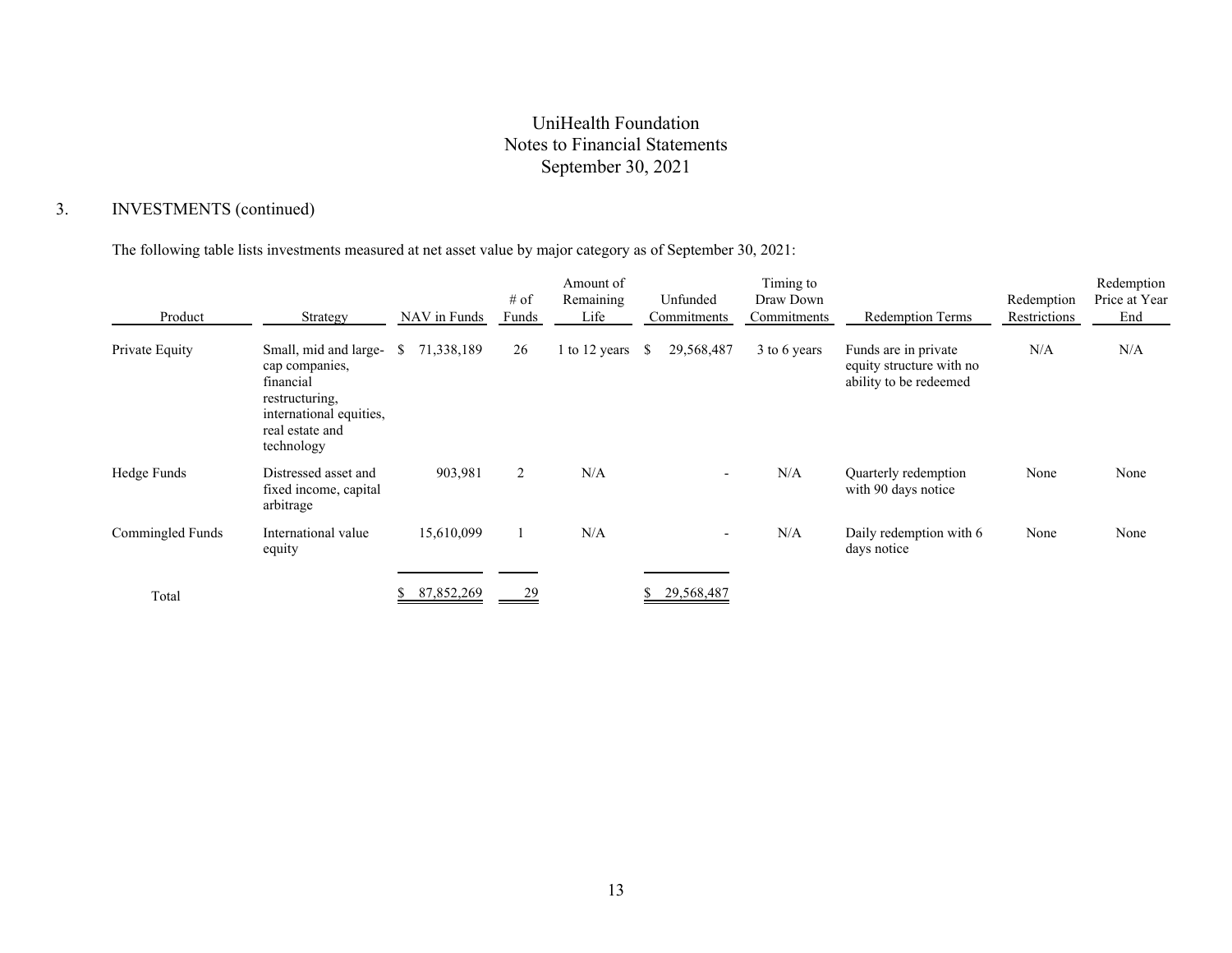UniHealth Foundation
Notes to Financial Statements
September 30, 2021

## 3. INVESTMENTS (continued)

The following table lists investments measured at net asset value by major category as of September 30, 2021:

| Product | Strategy | NAV in Funds | # of Funds | Amount of Remaining Life | Unfunded Commitments | Timing to Draw Down Commitments | Redemption Terms | Redemption Restrictions | Redemption Price at Year End |
|---|---|---|---|---|---|---|---|---|---|
| Private Equity | Small, mid and large-cap companies, financial restructuring, international equities, real estate and technology | $ 71,338,189 | 26 | 1 to 12 years | $ 29,568,487 | 3 to 6 years | Funds are in private equity structure with no ability to be redeemed | N/A | N/A |
| Hedge Funds | Distressed asset and fixed income, capital arbitrage | 903,981 | 2 | N/A | - | N/A | Quarterly redemption with 90 days notice | None | None |
| Commingled Funds | International value equity | 15,610,099 | 1 | N/A | - | N/A | Daily redemption with 6 days notice | None | None |
| Total | | $ 87,852,269 | 29 | | $ 29,568,487 | | | | |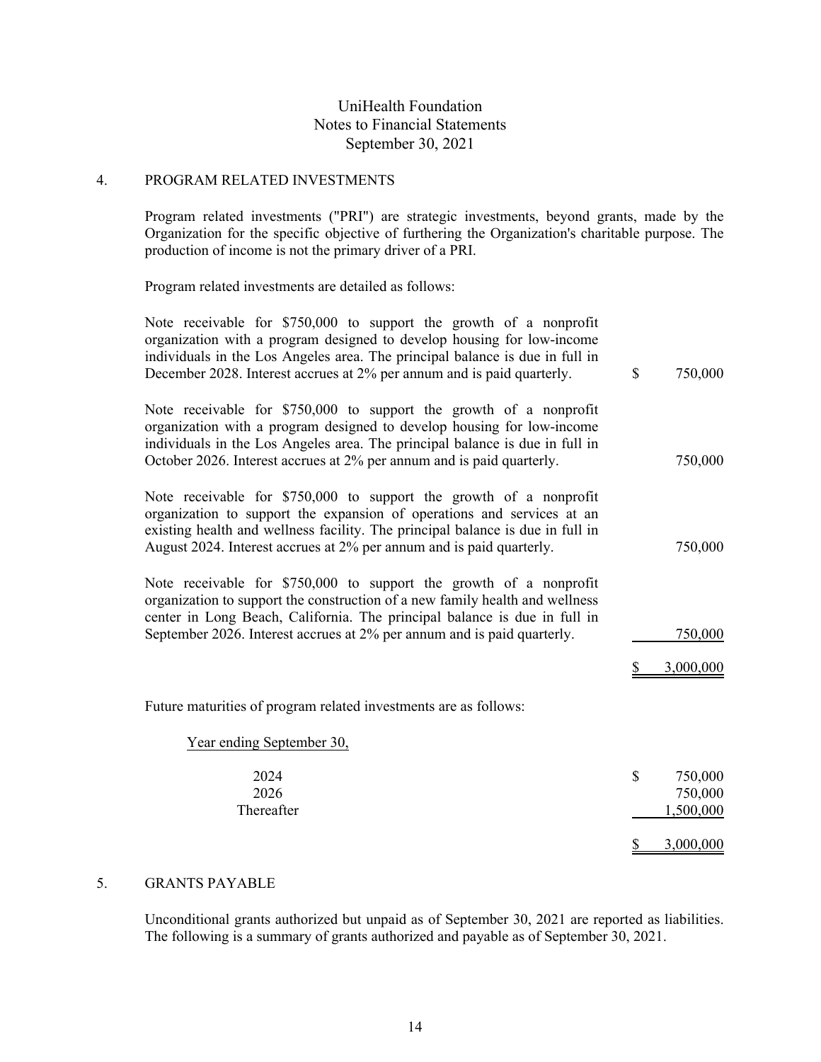UniHealth Foundation
Notes to Financial Statements
September 30, 2021

## 4. PROGRAM RELATED INVESTMENTS

Program related investments ("PRI") are strategic investments, beyond grants, made by the Organization for the specific objective of furthering the Organization's charitable purpose. The production of income is not the primary driver of a PRI.

Program related investments are detailed as follows:

| | |
|---|---|
| Note receivable for $750,000 to support the growth of a nonprofit organization with a program designed to develop housing for low-income individuals in the Los Angeles area. The principal balance is due in full in December 2028. Interest accrues at 2% per annum and is paid quarterly. | $ 750,000 |
| Note receivable for $750,000 to support the growth of a nonprofit organization with a program designed to develop housing for low-income individuals in the Los Angeles area. The principal balance is due in full in October 2026. Interest accrues at 2% per annum and is paid quarterly. | 750,000 |
| Note receivable for $750,000 to support the growth of a nonprofit organization to support the expansion of operations and services at an existing health and wellness facility. The principal balance is due in full in August 2024. Interest accrues at 2% per annum and is paid quarterly. | 750,000 |
| Note receivable for $750,000 to support the growth of a nonprofit organization to support the construction of a new family health and wellness center in Long Beach, California. The principal balance is due in full in September 2026. Interest accrues at 2% per annum and is paid quarterly. | 750,000 |
| | $ 3,000,000 |

Future maturities of program related investments are as follows:

| Year ending September 30, | |
|---|---|
| 2024 | $ 750,000 |
| 2026 | 750,000 |
| Thereafter | 1,500,000 |
| | $ 3,000,000 |

## 5. GRANTS PAYABLE

Unconditional grants authorized but unpaid as of September 30, 2021 are reported as liabilities. The following is a summary of grants authorized and payable as of September 30, 2021.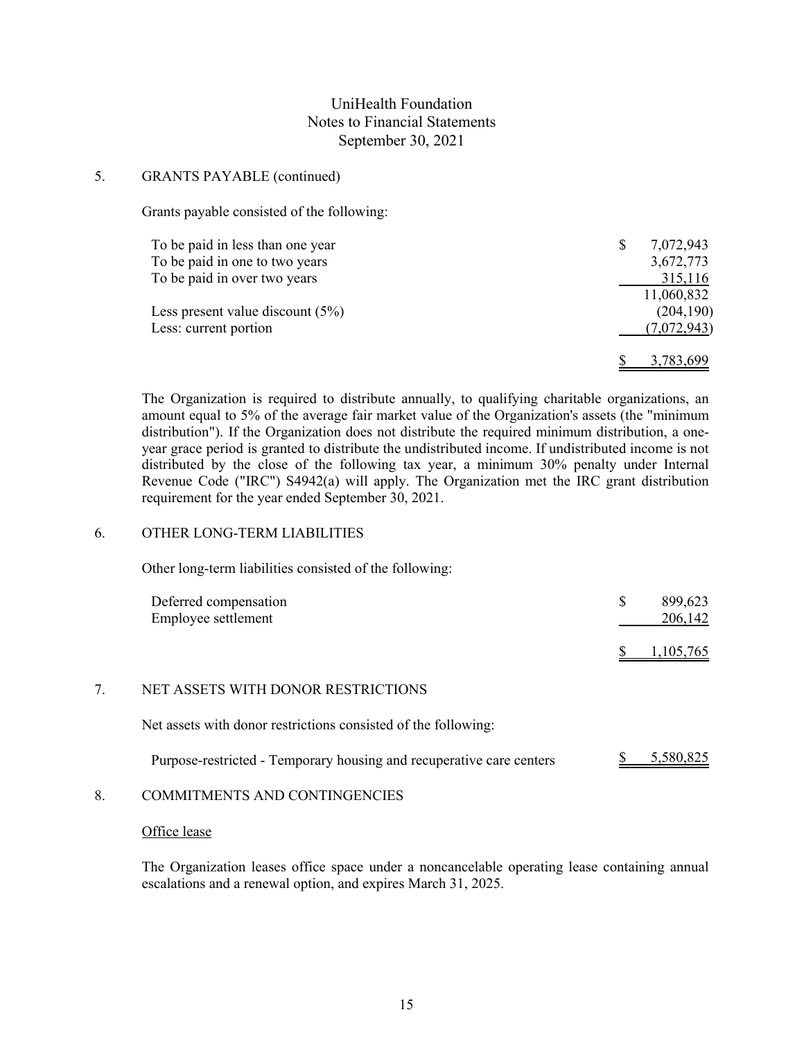## 5. GRANTS PAYABLE (continued)

Grants payable consisted of the following:

| | |
|---|---|
| To be paid in less than one year | $ 7,072,943 |
| To be paid in one to two years | 3,672,773 |
| To be paid in over two years | 315,116 |
| | 11,060,832 |
| Less present value discount (5%) | (204,190) |
| Less: current portion | (7,072,943) |
| | $ 3,783,699 |

The Organization is required to distribute annually, to qualifying charitable organizations, an amount equal to 5% of the average fair market value of the Organization's assets (the "minimum distribution"). If the Organization does not distribute the required minimum distribution, a one-year grace period is granted to distribute the undistributed income. If undistributed income is not distributed by the close of the following tax year, a minimum 30% penalty under Internal Revenue Code ("IRC") S4942(a) will apply. The Organization met the IRC grant distribution requirement for the year ended September 30, 2021.

## 6. OTHER LONG-TERM LIABILITIES

Other long-term liabilities consisted of the following:

| | |
|---|---|
| Deferred compensation | $ 899,623 |
| Employee settlement | 206,142 |
| | $ 1,105,765 |

## 7. NET ASSETS WITH DONOR RESTRICTIONS

Net assets with donor restrictions consisted of the following:

| | |
|---|---|
| Purpose-restricted - Temporary housing and recuperative care centers | $ 5,580,825 |

## 8. COMMITMENTS AND CONTINGENCIES

Office lease

The Organization leases office space under a noncancelable operating lease containing annual escalations and a renewal option, and expires March 31, 2025.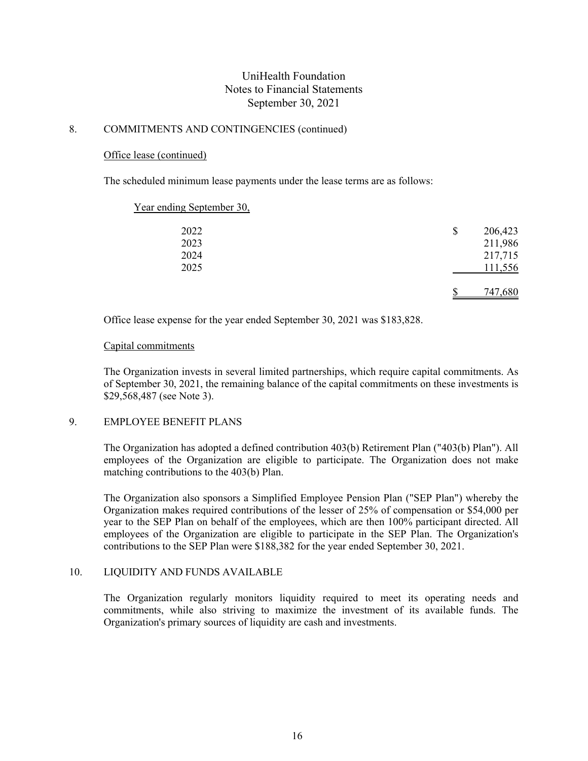UniHealth Foundation
Notes to Financial Statements
September 30, 2021

## 8. COMMITMENTS AND CONTINGENCIES (continued)

### Office lease (continued)

The scheduled minimum lease payments under the lease terms are as follows:

| Year ending September 30, | | |
|---|---|---|
| 2022 | $ | 206,423 |
| 2023 | | 211,986 |
| 2024 | | 217,715 |
| 2025 | | 111,556 |
| | $ | 747,680 |

Office lease expense for the year ended September 30, 2021 was $183,828.

### Capital commitments

The Organization invests in several limited partnerships, which require capital commitments. As of September 30, 2021, the remaining balance of the capital commitments on these investments is $29,568,487 (see Note 3).

## 9. EMPLOYEE BENEFIT PLANS

The Organization has adopted a defined contribution 403(b) Retirement Plan ("403(b) Plan"). All employees of the Organization are eligible to participate. The Organization does not make matching contributions to the 403(b) Plan.

The Organization also sponsors a Simplified Employee Pension Plan ("SEP Plan") whereby the Organization makes required contributions of the lesser of 25% of compensation or $54,000 per year to the SEP Plan on behalf of the employees, which are then 100% participant directed. All employees of the Organization are eligible to participate in the SEP Plan. The Organization's contributions to the SEP Plan were $188,382 for the year ended September 30, 2021.

## 10. LIQUIDITY AND FUNDS AVAILABLE

The Organization regularly monitors liquidity required to meet its operating needs and commitments, while also striving to maximize the investment of its available funds. The Organization's primary sources of liquidity are cash and investments.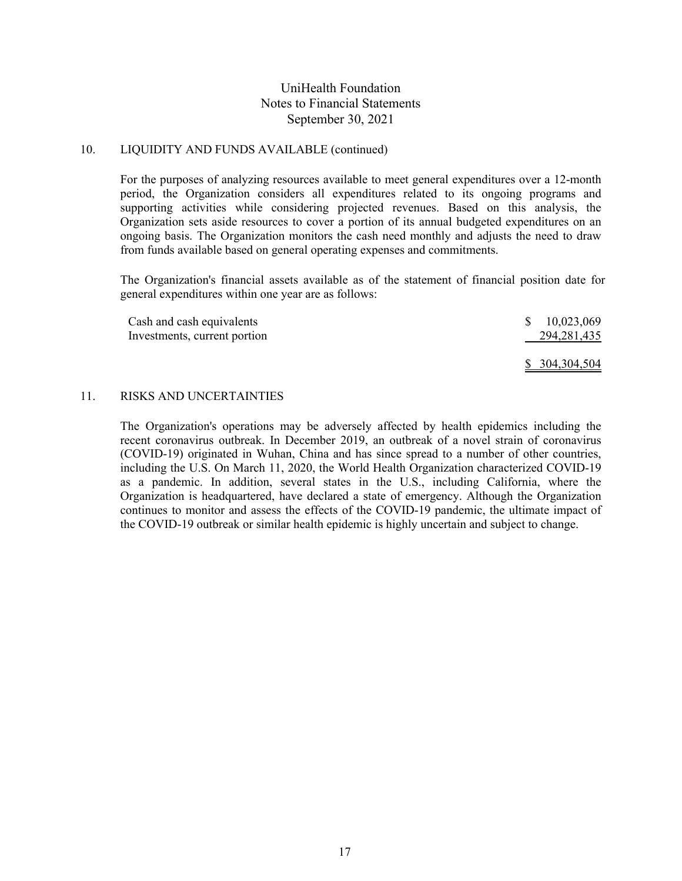UniHealth Foundation
Notes to Financial Statements
September 30, 2021

## 10. LIQUIDITY AND FUNDS AVAILABLE (continued)

For the purposes of analyzing resources available to meet general expenditures over a 12-month period, the Organization considers all expenditures related to its ongoing programs and supporting activities while considering projected revenues. Based on this analysis, the Organization sets aside resources to cover a portion of its annual budgeted expenditures on an ongoing basis. The Organization monitors the cash need monthly and adjusts the need to draw from funds available based on general operating expenses and commitments.

The Organization's financial assets available as of the statement of financial position date for general expenditures within one year are as follows:

| | |
|---|---|
| Cash and cash equivalents | $ 10,023,069 |
| Investments, current portion | 294,281,435 |
| | $ 304,304,504 |

## 11. RISKS AND UNCERTAINTIES

The Organization's operations may be adversely affected by health epidemics including the recent coronavirus outbreak. In December 2019, an outbreak of a novel strain of coronavirus (COVID-19) originated in Wuhan, China and has since spread to a number of other countries, including the U.S. On March 11, 2020, the World Health Organization characterized COVID-19 as a pandemic. In addition, several states in the U.S., including California, where the Organization is headquartered, have declared a state of emergency. Although the Organization continues to monitor and assess the effects of the COVID-19 pandemic, the ultimate impact of the COVID-19 outbreak or similar health epidemic is highly uncertain and subject to change.